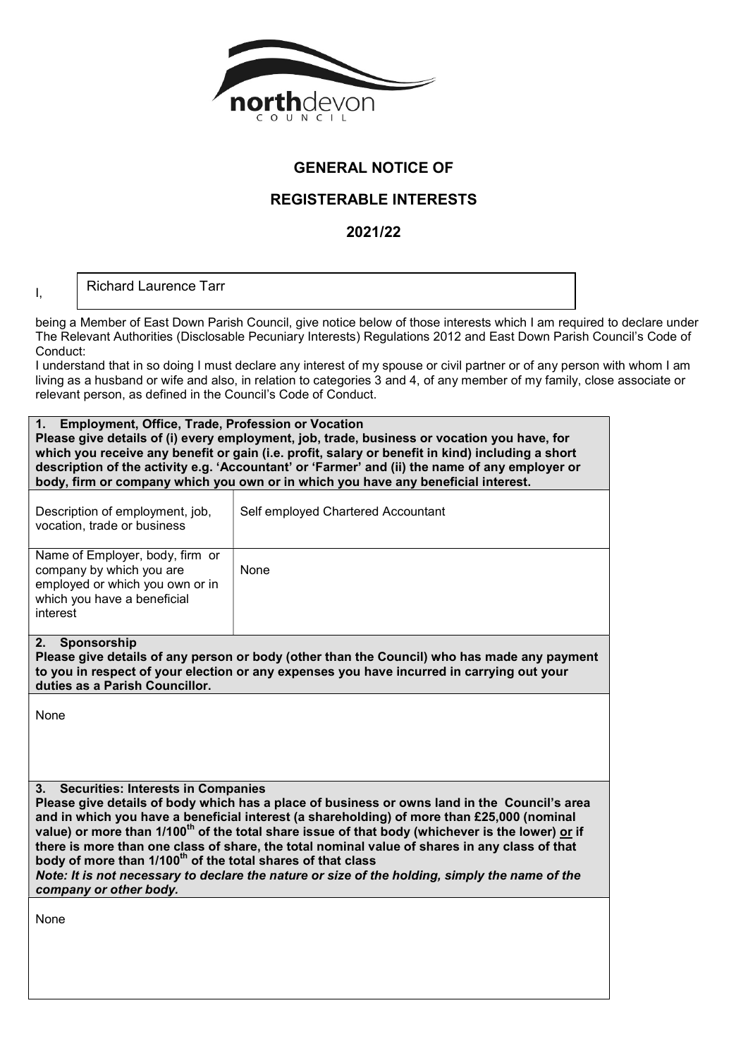northdevon COUNCIL

# GENERAL NOTICE OF

# REGISTERABLE INTERESTS

## 2021/22

I, Richard Laurence Tarr

being a Member of East Down Parish Council, give notice below of those interests which I am required to declare under The Relevant Authorities (Disclosable Pecuniary Interests) Regulations 2012 and East Down Parish Council's Code of Conduct:

I understand that in so doing I must declare any interest of my spouse or civil partner or of any person with whom I am living as a husband or wife and also, in relation to categories 3 and 4, of any member of my family, close associate or relevant person, as defined in the Council's Code of Conduct.

**1. Employment, Office, Trade, Profession or Vocation**
**Please give details of (i) every employment, job, trade, business or vocation you have, for which you receive any benefit or gain (i.e. profit, salary or benefit in kind) including a short description of the activity e.g. 'Accountant' or 'Farmer' and (ii) the name of any employer or body, firm or company which you own or in which you have any beneficial interest.**

| | |
|---|---|
| Description of employment, job, vocation, trade or business | Self employed Chartered Accountant |
| Name of Employer, body, firm or company by which you are employed or which you own or in which you have a beneficial interest | None |

**2. Sponsorship**
**Please give details of any person or body (other than the Council) who has made any payment to you in respect of your election or any expenses you have incurred in carrying out your duties as a Parish Councillor.**

None

**3. Securities: Interests in Companies**
**Please give details of body which has a place of business or owns land in the Council's area and in which you have a beneficial interest (a shareholding) of more than £25,000 (nominal value) or more than 1/100th of the total share issue of that body (whichever is the lower) or if there is more than one class of share, the total nominal value of shares in any class of that body of more than 1/100th of the total shares of that class**
***Note: It is not necessary to declare the nature or size of the holding, simply the name of the company or other body.***

None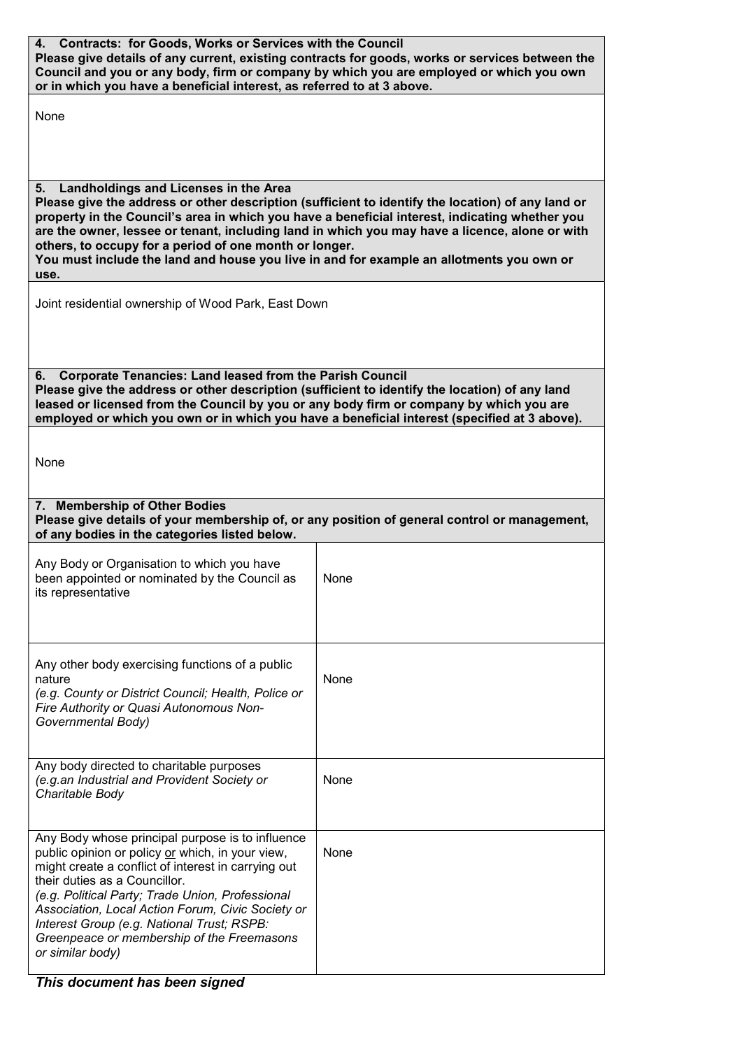**4. Contracts: for Goods, Works or Services with the Council**
**Please give details of any current, existing contracts for goods, works or services between the Council and you or any body, firm or company by which you are employed or which you own or in which you have a beneficial interest, as referred to at 3 above.**

None

**5. Landholdings and Licenses in the Area**
**Please give the address or other description (sufficient to identify the location) of any land or property in the Council's area in which you have a beneficial interest, indicating whether you are the owner, lessee or tenant, including land in which you may have a licence, alone or with others, to occupy for a period of one month or longer.**
**You must include the land and house you live in and for example an allotments you own or use.**

Joint residential ownership of Wood Park, East Down

**6. Corporate Tenancies: Land leased from the Parish Council**
**Please give the address or other description (sufficient to identify the location) of any land leased or licensed from the Council by you or any body firm or company by which you are employed or which you own or in which you have a beneficial interest (specified at 3 above).**

None

**7. Membership of Other Bodies**
**Please give details of your membership of, or any position of general control or management, of any bodies in the categories listed below.**

| | |
|---|---|
| Any Body or Organisation to which you have been appointed or nominated by the Council as its representative | None |
| Any other body exercising functions of a public nature *(e.g. County or District Council; Health, Police or Fire Authority or Quasi Autonomous Non-Governmental Body)* | None |
| Any body directed to charitable purposes *(e.g.an Industrial and Provident Society or Charitable Body* | None |
| Any Body whose principal purpose is to influence public opinion or policy or which, in your view, might create a conflict of interest in carrying out their duties as a Councillor. *(e.g. Political Party; Trade Union, Professional Association, Local Action Forum, Civic Society or Interest Group (e.g. National Trust; RSPB: Greenpeace or membership of the Freemasons or similar body)* | None |

***This document has been signed***